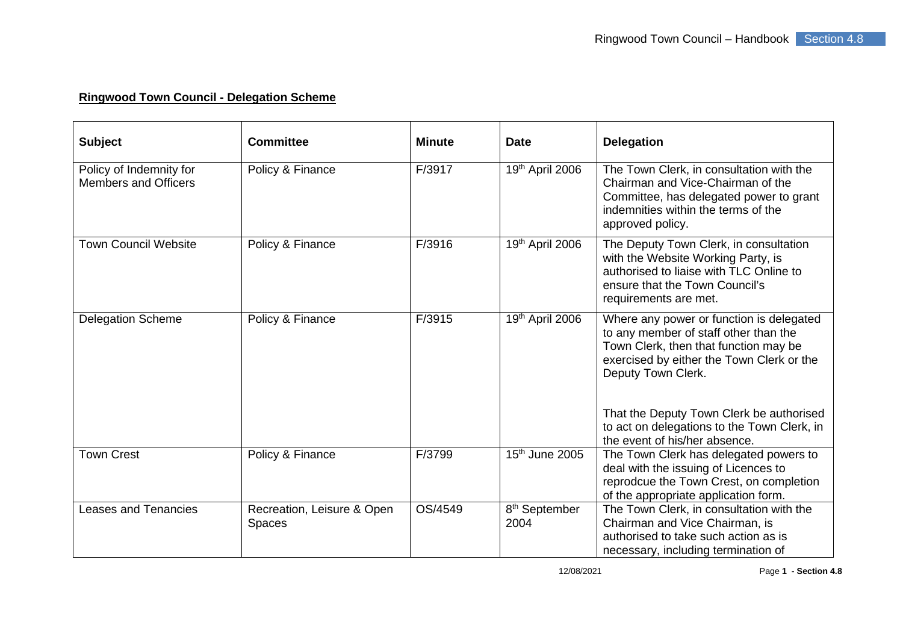**Ringwood Town Council - Delegation Scheme**

| Subject | Committee | Minute | Date | Delegation |
|---|---|---|---|---|
| Policy of Indemnity for Members and Officers | Policy & Finance | F/3917 | 19th April 2006 | The Town Clerk, in consultation with the Chairman and Vice-Chairman of the Committee, has delegated power to grant indemnities within the terms of the approved policy. |
| Town Council Website | Policy & Finance | F/3916 | 19th April 2006 | The Deputy Town Clerk, in consultation with the Website Working Party, is authorised to liaise with TLC Online to ensure that the Town Council's requirements are met. |
| Delegation Scheme | Policy & Finance | F/3915 | 19th April 2006 | Where any power or function is delegated to any member of staff other than the Town Clerk, then that function may be exercised by either the Town Clerk or the Deputy Town Clerk.<br><br>That the Deputy Town Clerk be authorised to act on delegations to the Town Clerk, in the event of his/her absence. |
| Town Crest | Policy & Finance | F/3799 | 15th June 2005 | The Town Clerk has delegated powers to deal with the issuing of Licences to reprodcue the Town Crest, on completion of the appropriate application form. |
| Leases and Tenancies | Recreation, Leisure & Open Spaces | OS/4549 | 8th September 2004 | The Town Clerk, in consultation with the Chairman and Vice Chairman, is authorised to take such action as is necessary, including termination of |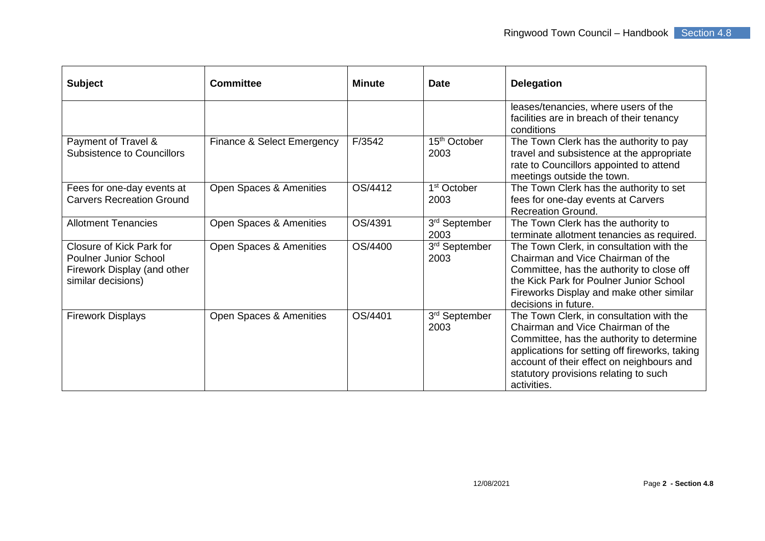| Subject | Committee | Minute | Date | Delegation |
|---|---|---|---|---|
| | | | | leases/tenancies, where users of the facilities are in breach of their tenancy conditions |
| Payment of Travel & Subsistence to Councillors | Finance & Select Emergency | F/3542 | 15th October 2003 | The Town Clerk has the authority to pay travel and subsistence at the appropriate rate to Councillors appointed to attend meetings outside the town. |
| Fees for one-day events at Carvers Recreation Ground | Open Spaces & Amenities | OS/4412 | 1st October 2003 | The Town Clerk has the authority to set fees for one-day events at Carvers Recreation Ground. |
| Allotment Tenancies | Open Spaces & Amenities | OS/4391 | 3rd September 2003 | The Town Clerk has the authority to terminate allotment tenancies as required. |
| Closure of Kick Park for Poulner Junior School Firework Display (and other similar decisions) | Open Spaces & Amenities | OS/4400 | 3rd September 2003 | The Town Clerk, in consultation with the Chairman and Vice Chairman of the Committee, has the authority to close off the Kick Park for Poulner Junior School Fireworks Display and make other similar decisions in future. |
| Firework Displays | Open Spaces & Amenities | OS/4401 | 3rd September 2003 | The Town Clerk, in consultation with the Chairman and Vice Chairman of the Committee, has the authority to determine applications for setting off fireworks, taking account of their effect on neighbours and statutory provisions relating to such activities. |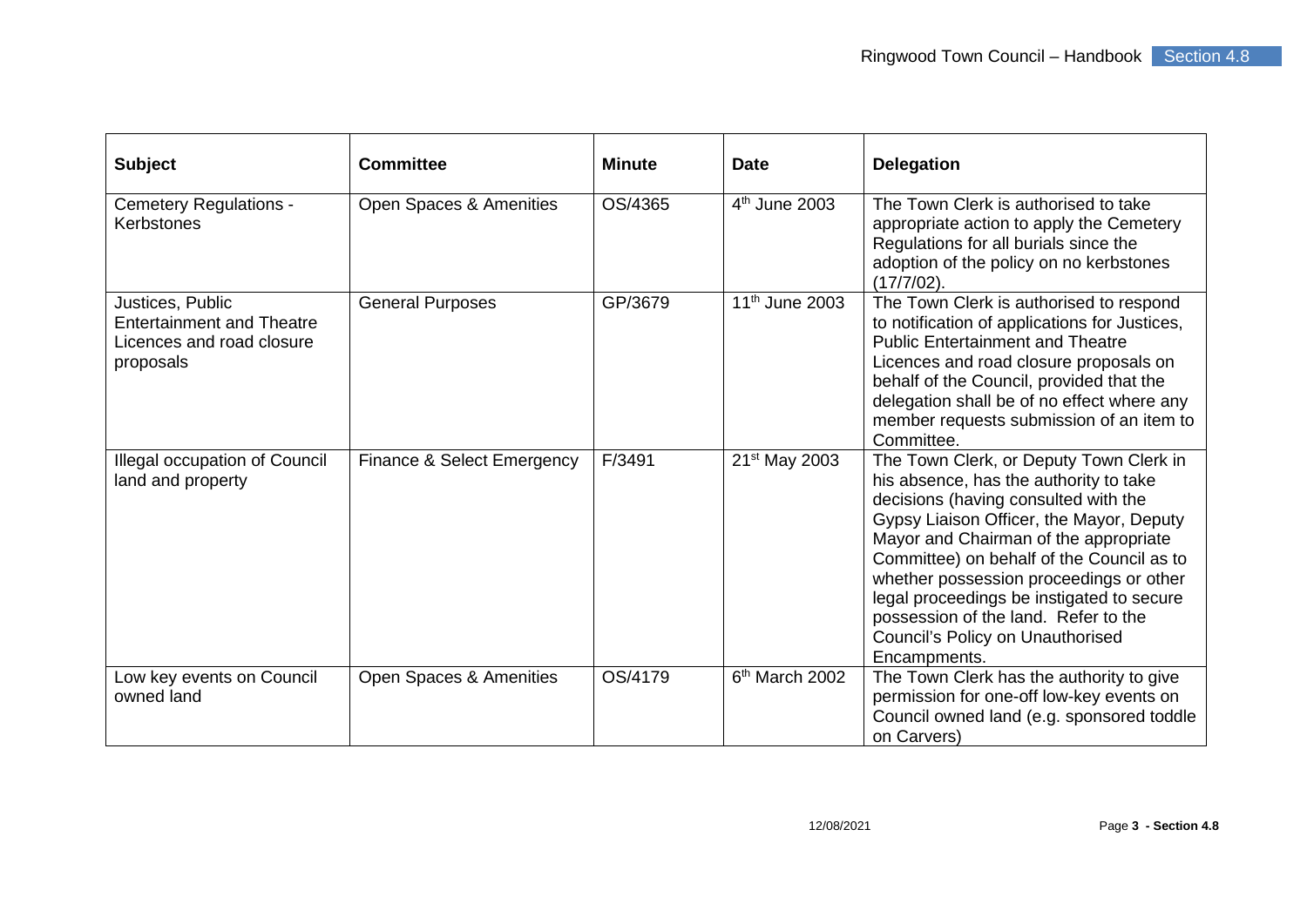| Subject | Committee | Minute | Date | Delegation |
|---|---|---|---|---|
| Cemetery Regulations - Kerbstones | Open Spaces & Amenities | OS/4365 | 4th June 2003 | The Town Clerk is authorised to take appropriate action to apply the Cemetery Regulations for all burials since the adoption of the policy on no kerbstones (17/7/02). |
| Justices, Public Entertainment and Theatre Licences and road closure proposals | General Purposes | GP/3679 | 11th June 2003 | The Town Clerk is authorised to respond to notification of applications for Justices, Public Entertainment and Theatre Licences and road closure proposals on behalf of the Council, provided that the delegation shall be of no effect where any member requests submission of an item to Committee. |
| Illegal occupation of Council land and property | Finance & Select Emergency | F/3491 | 21st May 2003 | The Town Clerk, or Deputy Town Clerk in his absence, has the authority to take decisions (having consulted with the Gypsy Liaison Officer, the Mayor, Deputy Mayor and Chairman of the appropriate Committee) on behalf of the Council as to whether possession proceedings or other legal proceedings be instigated to secure possession of the land. Refer to the Council's Policy on Unauthorised Encampments. |
| Low key events on Council owned land | Open Spaces & Amenities | OS/4179 | 6th March 2002 | The Town Clerk has the authority to give permission for one-off low-key events on Council owned land (e.g. sponsored toddle on Carvers) |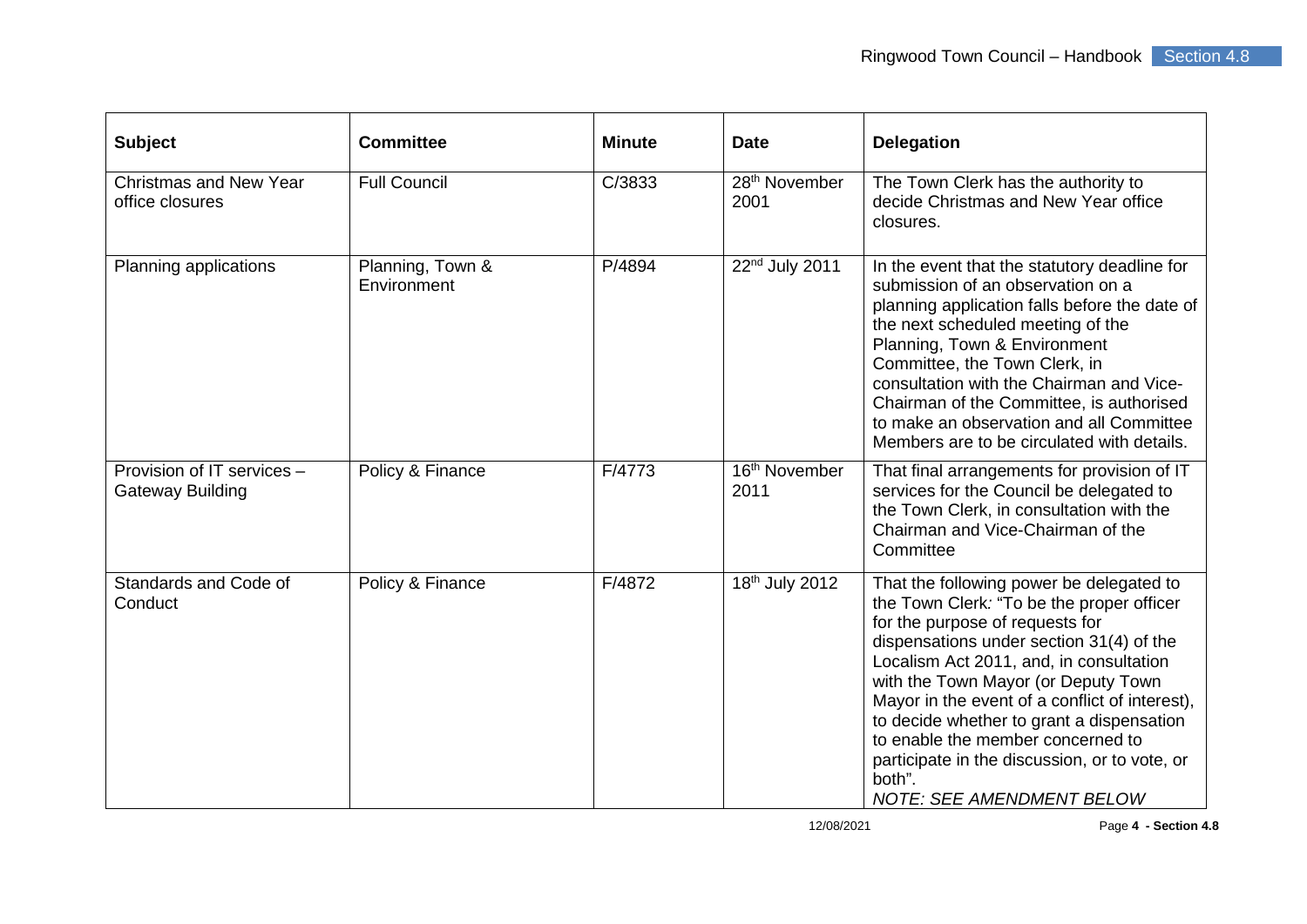| Subject | Committee | Minute | Date | Delegation |
|---|---|---|---|---|
| Christmas and New Year office closures | Full Council | C/3833 | 28th November 2001 | The Town Clerk has the authority to decide Christmas and New Year office closures. |
| Planning applications | Planning, Town & Environment | P/4894 | 22nd July 2011 | In the event that the statutory deadline for submission of an observation on a planning application falls before the date of the next scheduled meeting of the Planning, Town & Environment Committee, the Town Clerk, in consultation with the Chairman and Vice-Chairman of the Committee, is authorised to make an observation and all Committee Members are to be circulated with details. |
| Provision of IT services – Gateway Building | Policy & Finance | F/4773 | 16th November 2011 | That final arrangements for provision of IT services for the Council be delegated to the Town Clerk, in consultation with the Chairman and Vice-Chairman of the Committee |
| Standards and Code of Conduct | Policy & Finance | F/4872 | 18th July 2012 | That the following power be delegated to the Town Clerk: "To be the proper officer for the purpose of requests for dispensations under section 31(4) of the Localism Act 2011, and, in consultation with the Town Mayor (or Deputy Town Mayor in the event of a conflict of interest), to decide whether to grant a dispensation to enable the member concerned to participate in the discussion, or to vote, or both". *NOTE: SEE AMENDMENT BELOW* |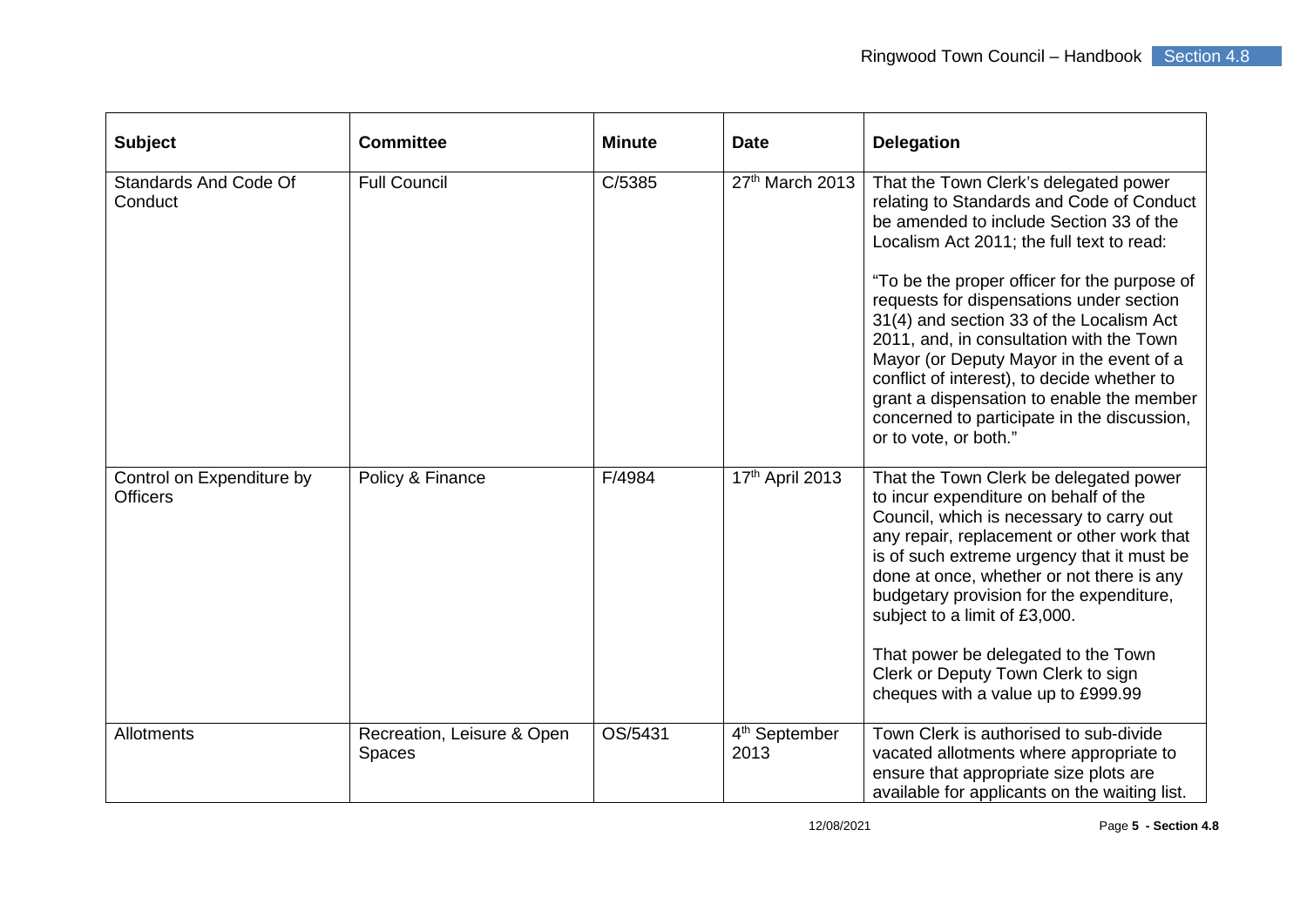| Subject | Committee | Minute | Date | Delegation |
|---|---|---|---|---|
| Standards And Code Of Conduct | Full Council | C/5385 | 27th March 2013 | That the Town Clerk's delegated power relating to Standards and Code of Conduct be amended to include Section 33 of the Localism Act 2011; the full text to read:<br><br>"To be the proper officer for the purpose of requests for dispensations under section 31(4) and section 33 of the Localism Act 2011, and, in consultation with the Town Mayor (or Deputy Mayor in the event of a conflict of interest), to decide whether to grant a dispensation to enable the member concerned to participate in the discussion, or to vote, or both." |
| Control on Expenditure by Officers | Policy & Finance | F/4984 | 17th April 2013 | That the Town Clerk be delegated power to incur expenditure on behalf of the Council, which is necessary to carry out any repair, replacement or other work that is of such extreme urgency that it must be done at once, whether or not there is any budgetary provision for the expenditure, subject to a limit of £3,000.<br><br>That power be delegated to the Town Clerk or Deputy Town Clerk to sign cheques with a value up to £999.99 |
| Allotments | Recreation, Leisure & Open Spaces | OS/5431 | 4th September 2013 | Town Clerk is authorised to sub-divide vacated allotments where appropriate to ensure that appropriate size plots are available for applicants on the waiting list. |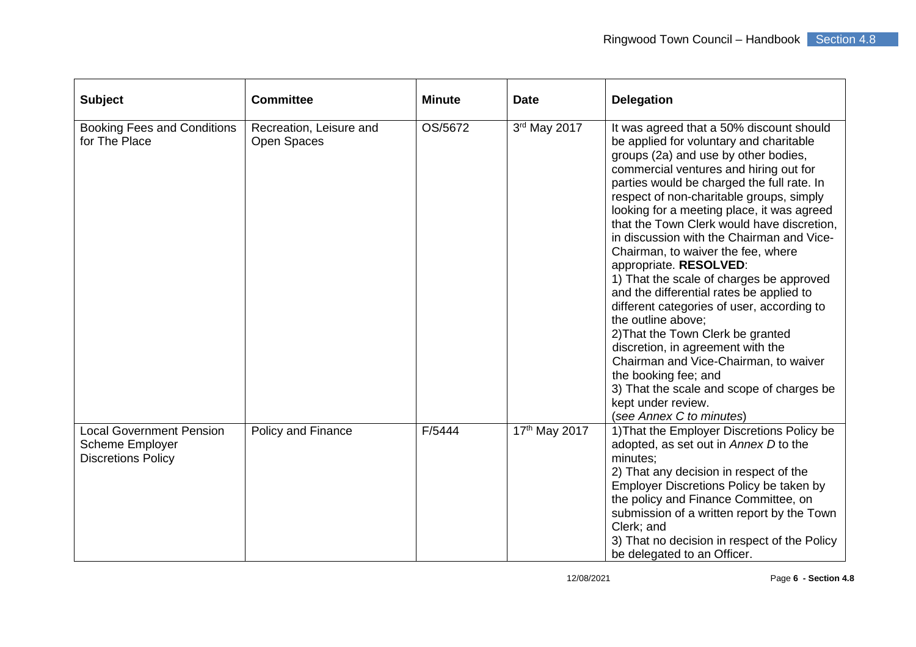| Subject | Committee | Minute | Date | Delegation |
|---|---|---|---|---|
| Booking Fees and Conditions for The Place | Recreation, Leisure and Open Spaces | OS/5672 | 3rd May 2017 | It was agreed that a 50% discount should be applied for voluntary and charitable groups (2a) and use by other bodies, commercial ventures and hiring out for parties would be charged the full rate. In respect of non-charitable groups, simply looking for a meeting place, it was agreed that the Town Clerk would have discretion, in discussion with the Chairman and Vice-Chairman, to waiver the fee, where appropriate. **RESOLVED**: 1) That the scale of charges be approved and the differential rates be applied to different categories of user, according to the outline above; 2)That the Town Clerk be granted discretion, in agreement with the Chairman and Vice-Chairman, to waiver the booking fee; and 3) That the scale and scope of charges be kept under review. (*see Annex C to minutes*) |
| Local Government Pension Scheme Employer Discretions Policy | Policy and Finance | F/5444 | 17th May 2017 | 1)That the Employer Discretions Policy be adopted, as set out in *Annex D* to the minutes; 2) That any decision in respect of the Employer Discretions Policy be taken by the policy and Finance Committee, on submission of a written report by the Town Clerk; and 3) That no decision in respect of the Policy be delegated to an Officer. |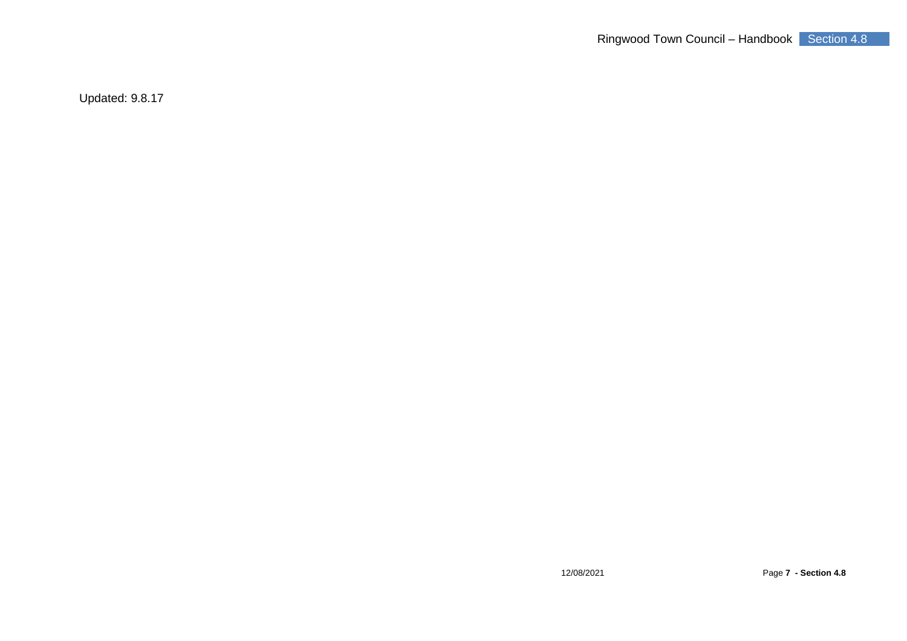Updated: 9.8.17